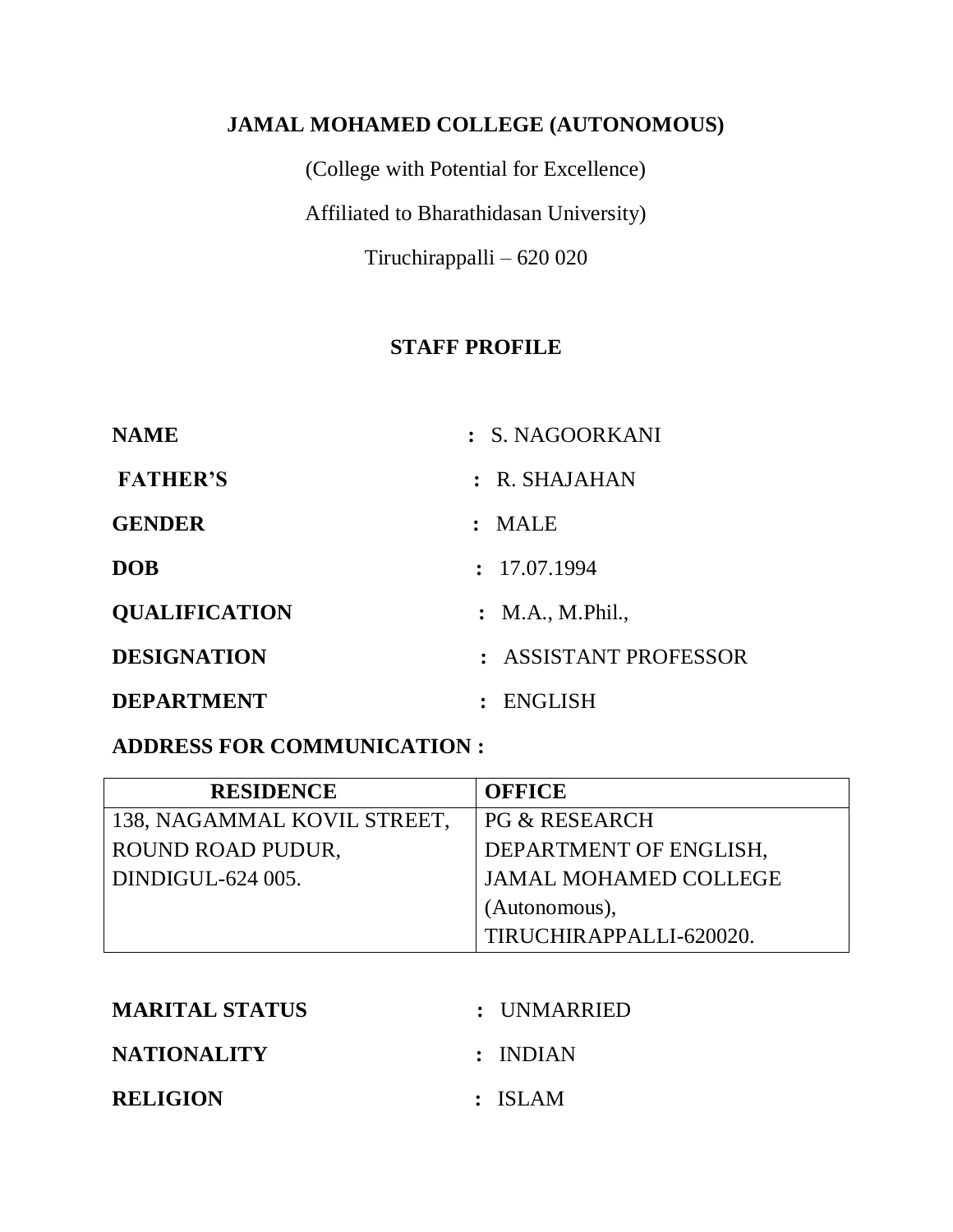**JAMAL MOHAMED COLLEGE (AUTONOMOUS)**

(College with Potential for Excellence)

Affiliated to Bharathidasan University)

Tiruchirappalli – 620 020

## STAFF PROFILE

**NAME** : S. NAGOORKANI

**FATHER'S** : R. SHAJAHAN

**GENDER** : MALE

**DOB** : 17.07.1994

**QUALIFICATION** : M.A., M.Phil.,

**DESIGNATION** : ASSISTANT PROFESSOR

**DEPARTMENT** : ENGLISH

**ADDRESS FOR COMMUNICATION :**

| **RESIDENCE** | **OFFICE** |
|---|---|
| 138, NAGAMMAL KOVIL STREET, ROUND ROAD PUDUR, DINDIGUL-624 005. | PG & RESEARCH DEPARTMENT OF ENGLISH, JAMAL MOHAMED COLLEGE (Autonomous), TIRUCHIRAPPALLI-620020. |

**MARITAL STATUS** : UNMARRIED

**NATIONALITY** : INDIAN

**RELIGION** : ISLAM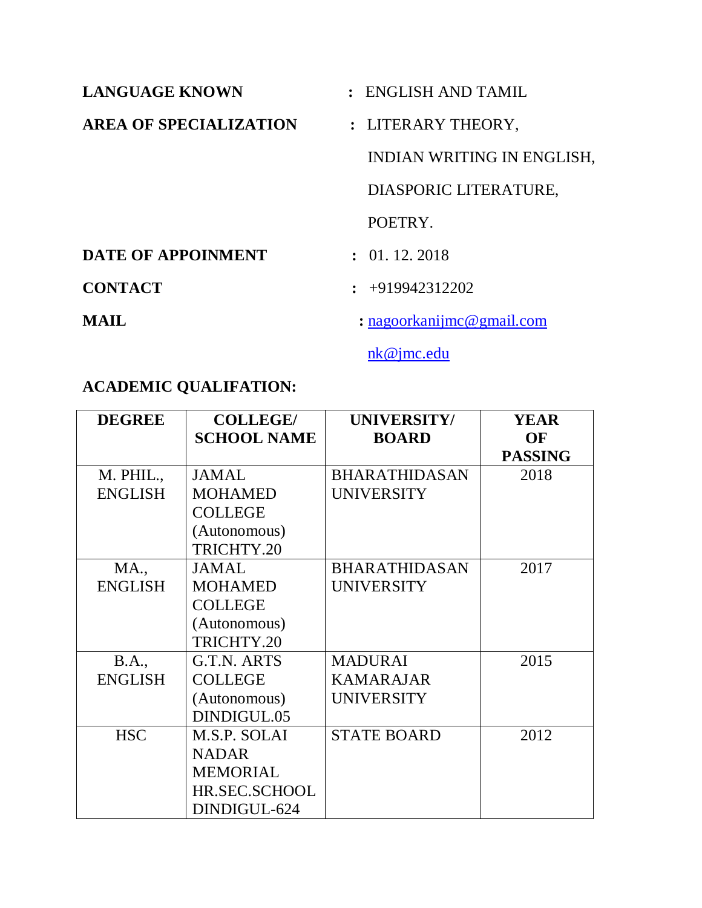**LANGUAGE KNOWN** : ENGLISH AND TAMIL

**AREA OF SPECIALIZATION** : LITERARY THEORY,

INDIAN WRITING IN ENGLISH,

DIASPORIC LITERATURE,

POETRY.

**DATE OF APPOINMENT** : 01. 12. 2018

**CONTACT** : +919942312202

**MAIL** : nagoorkanijmc@gmail.com

nk@jmc.edu

**ACADEMIC QUALIFATION:**

| DEGREE | COLLEGE/ SCHOOL NAME | UNIVERSITY/ BOARD | YEAR OF PASSING |
|---|---|---|---|
| M. PHIL., ENGLISH | JAMAL MOHAMED COLLEGE (Autonomous) TRICHTY.20 | BHARATHIDASAN UNIVERSITY | 2018 |
| MA., ENGLISH | JAMAL MOHAMED COLLEGE (Autonomous) TRICHTY.20 | BHARATHIDASAN UNIVERSITY | 2017 |
| B.A., ENGLISH | G.T.N. ARTS COLLEGE (Autonomous) DINDIGUL.05 | MADURAI KAMARAJAR UNIVERSITY | 2015 |
| HSC | M.S.P. SOLAI NADAR MEMORIAL HR.SEC.SCHOOL DINDIGUL-624 | STATE BOARD | 2012 |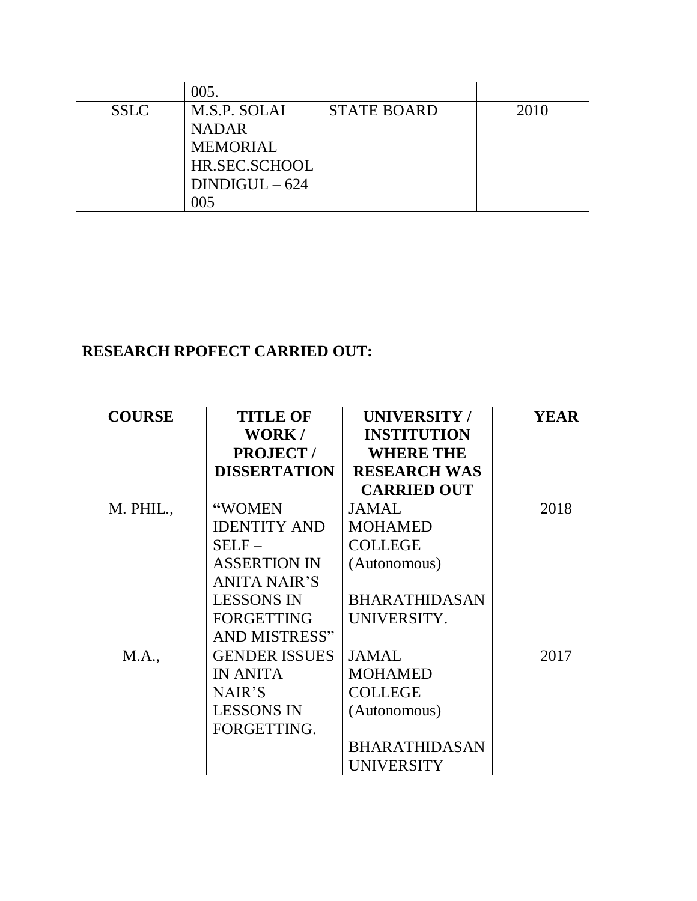|  | 005. |  |  |
| --- | --- | --- | --- |
| SSLC | M.S.P. SOLAI NADAR MEMORIAL HR.SEC.SCHOOL DINDIGUL – 624 005 | STATE BOARD | 2010 |

**RESEARCH RPOFECT CARRIED OUT:**

| COURSE | TITLE OF WORK / PROJECT / DISSERTATION | UNIVERSITY / INSTITUTION WHERE THE RESEARCH WAS CARRIED OUT | YEAR |
| --- | --- | --- | --- |
| M. PHIL., | "WOMEN IDENTITY AND SELF – ASSERTION IN ANITA NAIR'S LESSONS IN FORGETTING AND MISTRESS" | JAMAL MOHAMED COLLEGE (Autonomous) BHARATHIDASAN UNIVERSITY. | 2018 |
| M.A., | GENDER ISSUES IN ANITA NAIR'S LESSONS IN FORGETTING. | JAMAL MOHAMED COLLEGE (Autonomous) BHARATHIDASAN UNIVERSITY | 2017 |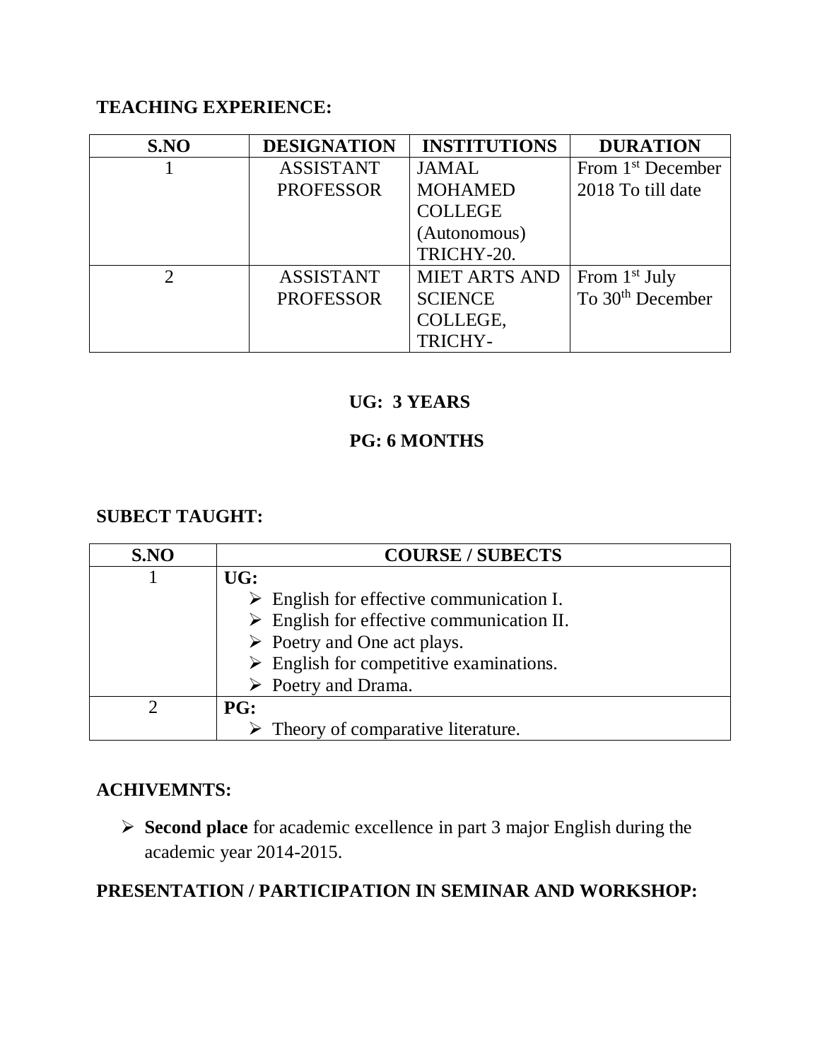**TEACHING EXPERIENCE:**

| S.NO | DESIGNATION | INSTITUTIONS | DURATION |
|---|---|---|---|
| 1 | ASSISTANT PROFESSOR | JAMAL MOHAMED COLLEGE (Autonomous) TRICHY-20. | From 1st December 2018 To till date |
| 2 | ASSISTANT PROFESSOR | MIET ARTS AND SCIENCE COLLEGE, TRICHY- | From 1st July To 30th December |

**UG: 3 YEARS**

**PG: 6 MONTHS**

**SUBECT TAUGHT:**

| S.NO | COURSE / SUBECTS |
|---|---|
| 1 | **UG:** <br>➢ English for effective communication I.<br>➢ English for effective communication II.<br>➢ Poetry and One act plays.<br>➢ English for competitive examinations.<br>➢ Poetry and Drama. |
| 2 | **PG:** <br>➢ Theory of comparative literature. |

**ACHIVEMNTS:**

- **Second place** for academic excellence in part 3 major English during the academic year 2014-2015.

**PRESENTATION / PARTICIPATION IN SEMINAR AND WORKSHOP:**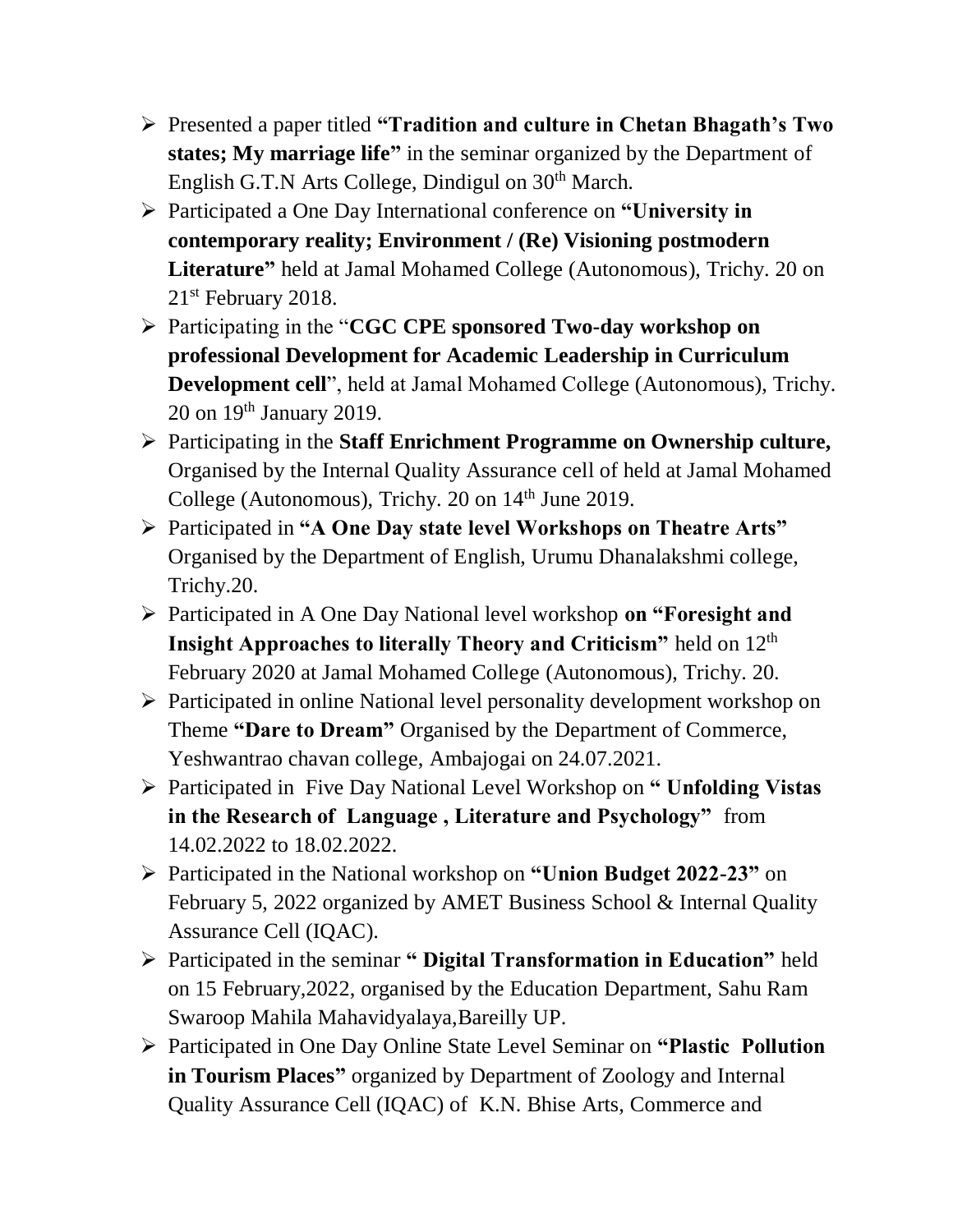- Presented a paper titled **"Tradition and culture in Chetan Bhagath's Two states; My marriage life"** in the seminar organized by the Department of English G.T.N Arts College, Dindigul on 30th March.
- Participated a One Day International conference on **"University in contemporary reality; Environment / (Re) Visioning postmodern Literature"** held at Jamal Mohamed College (Autonomous), Trichy. 20 on 21st February 2018.
- Participating in the "**CGC CPE sponsored Two-day workshop on professional Development for Academic Leadership in Curriculum Development cell**", held at Jamal Mohamed College (Autonomous), Trichy. 20 on 19th January 2019.
- Participating in the **Staff Enrichment Programme on Ownership culture,** Organised by the Internal Quality Assurance cell of held at Jamal Mohamed College (Autonomous), Trichy. 20 on 14th June 2019.
- Participated in **"A One Day state level Workshops on Theatre Arts"** Organised by the Department of English, Urumu Dhanalakshmi college, Trichy.20.
- Participated in A One Day National level workshop **on "Foresight and Insight Approaches to literally Theory and Criticism"** held on 12th February 2020 at Jamal Mohamed College (Autonomous), Trichy. 20.
- Participated in online National level personality development workshop on Theme **"Dare to Dream"** Organised by the Department of Commerce, Yeshwantrao chavan college, Ambajogai on 24.07.2021.
- Participated in Five Day National Level Workshop on **" Unfolding Vistas in the Research of Language , Literature and Psychology"** from 14.02.2022 to 18.02.2022.
- Participated in the National workshop on **"Union Budget 2022-23"** on February 5, 2022 organized by AMET Business School & Internal Quality Assurance Cell (IQAC).
- Participated in the seminar **" Digital Transformation in Education"** held on 15 February,2022, organised by the Education Department, Sahu Ram Swaroop Mahila Mahavidyalaya,Bareilly UP.
- Participated in One Day Online State Level Seminar on **"Plastic Pollution in Tourism Places"** organized by Department of Zoology and Internal Quality Assurance Cell (IQAC) of K.N. Bhise Arts, Commerce and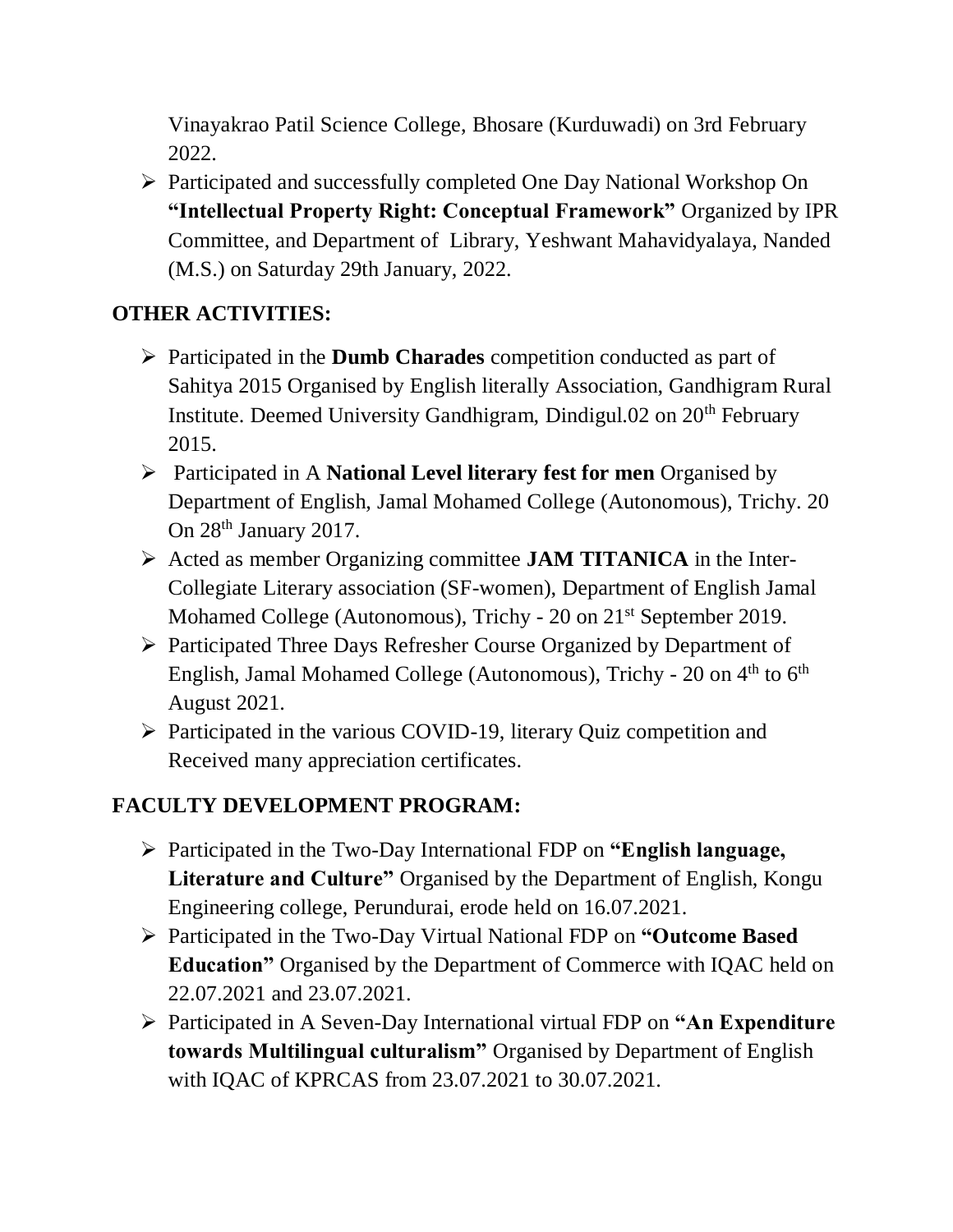Vinayakrao Patil Science College, Bhosare (Kurduwadi) on 3rd February 2022.

- Participated and successfully completed One Day National Workshop On **"Intellectual Property Right: Conceptual Framework"** Organized by IPR Committee, and Department of Library, Yeshwant Mahavidyalaya, Nanded (M.S.) on Saturday 29th January, 2022.

## OTHER ACTIVITIES:

- Participated in the **Dumb Charades** competition conducted as part of Sahitya 2015 Organised by English literally Association, Gandhigram Rural Institute. Deemed University Gandhigram, Dindigul.02 on 20th February 2015.
- Participated in A **National Level literary fest for men** Organised by Department of English, Jamal Mohamed College (Autonomous), Trichy. 20 On 28th January 2017.
- Acted as member Organizing committee **JAM TITANICA** in the Inter-Collegiate Literary association (SF-women), Department of English Jamal Mohamed College (Autonomous), Trichy - 20 on 21st September 2019.
- Participated Three Days Refresher Course Organized by Department of English, Jamal Mohamed College (Autonomous), Trichy - 20 on 4th to 6th August 2021.
- Participated in the various COVID-19, literary Quiz competition and Received many appreciation certificates.

## FACULTY DEVELOPMENT PROGRAM:

- Participated in the Two-Day International FDP on **"English language, Literature and Culture"** Organised by the Department of English, Kongu Engineering college, Perundurai, erode held on 16.07.2021.
- Participated in the Two-Day Virtual National FDP on **"Outcome Based Education"** Organised by the Department of Commerce with IQAC held on 22.07.2021 and 23.07.2021.
- Participated in A Seven-Day International virtual FDP on **"An Expenditure towards Multilingual culturalism"** Organised by Department of English with IQAC of KPRCAS from 23.07.2021 to 30.07.2021.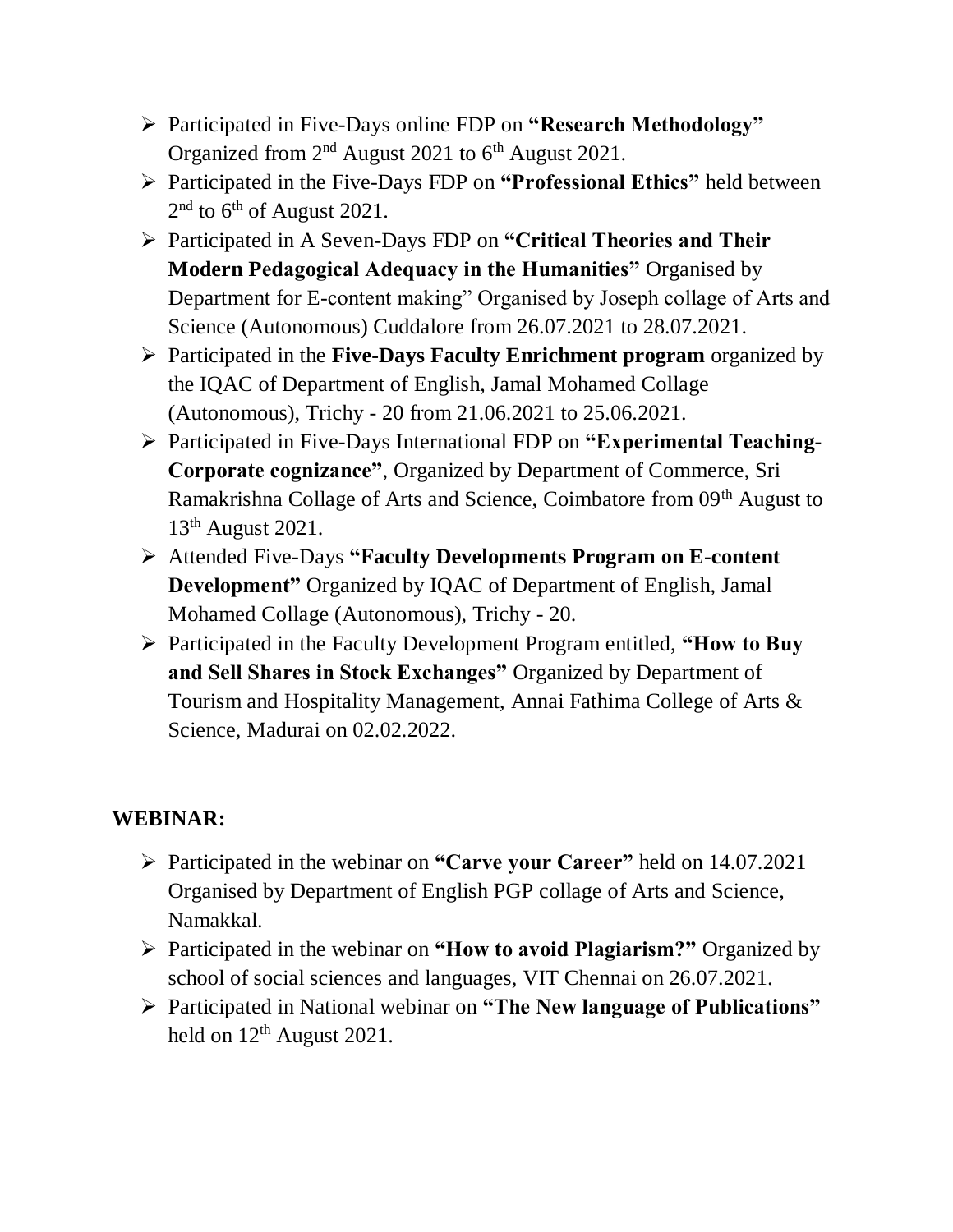- Participated in Five-Days online FDP on **"Research Methodology"** Organized from 2nd August 2021 to 6th August 2021.
- Participated in the Five-Days FDP on **"Professional Ethics"** held between 2nd to 6th of August 2021.
- Participated in A Seven-Days FDP on **"Critical Theories and Their Modern Pedagogical Adequacy in the Humanities"** Organised by Department for E-content making" Organised by Joseph collage of Arts and Science (Autonomous) Cuddalore from 26.07.2021 to 28.07.2021.
- Participated in the **Five-Days Faculty Enrichment program** organized by the IQAC of Department of English, Jamal Mohamed Collage (Autonomous), Trichy - 20 from 21.06.2021 to 25.06.2021.
- Participated in Five-Days International FDP on **"Experimental Teaching-Corporate cognizance"**, Organized by Department of Commerce, Sri Ramakrishna Collage of Arts and Science, Coimbatore from 09th August to 13th August 2021.
- Attended Five-Days **"Faculty Developments Program on E-content Development"** Organized by IQAC of Department of English, Jamal Mohamed Collage (Autonomous), Trichy - 20.
- Participated in the Faculty Development Program entitled, **"How to Buy and Sell Shares in Stock Exchanges"** Organized by Department of Tourism and Hospitality Management, Annai Fathima College of Arts & Science, Madurai on 02.02.2022.

## WEBINAR:

- Participated in the webinar on **"Carve your Career"** held on 14.07.2021 Organised by Department of English PGP collage of Arts and Science, Namakkal.
- Participated in the webinar on **"How to avoid Plagiarism?"** Organized by school of social sciences and languages, VIT Chennai on 26.07.2021.
- Participated in National webinar on **"The New language of Publications"** held on 12th August 2021.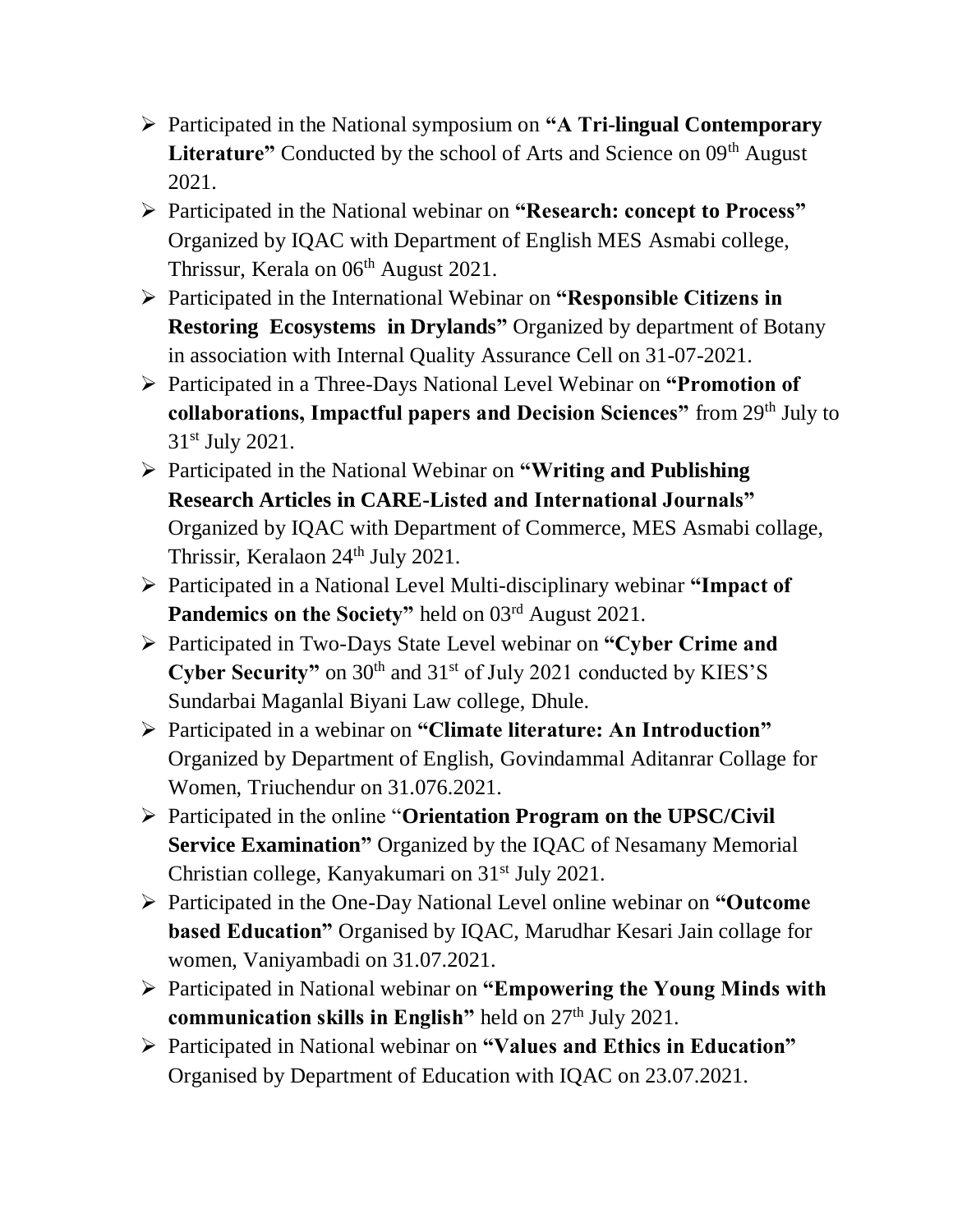- Participated in the National symposium on **"A Tri-lingual Contemporary Literature"** Conducted by the school of Arts and Science on 09th August 2021.
- Participated in the National webinar on **"Research: concept to Process"** Organized by IQAC with Department of English MES Asmabi college, Thrissur, Kerala on 06th August 2021.
- Participated in the International Webinar on **"Responsible Citizens in Restoring Ecosystems in Drylands"** Organized by department of Botany in association with Internal Quality Assurance Cell on 31-07-2021.
- Participated in a Three-Days National Level Webinar on **"Promotion of collaborations, Impactful papers and Decision Sciences"** from 29th July to 31st July 2021.
- Participated in the National Webinar on **"Writing and Publishing Research Articles in CARE-Listed and International Journals"** Organized by IQAC with Department of Commerce, MES Asmabi collage, Thrissir, Keralaon 24th July 2021.
- Participated in a National Level Multi-disciplinary webinar **"Impact of Pandemics on the Society"** held on 03rd August 2021.
- Participated in Two-Days State Level webinar on **"Cyber Crime and Cyber Security"** on 30th and 31st of July 2021 conducted by KIES'S Sundarbai Maganlal Biyani Law college, Dhule.
- Participated in a webinar on **"Climate literature: An Introduction"** Organized by Department of English, Govindammal Aditanrar Collage for Women, Triuchendur on 31.076.2021.
- Participated in the online "**Orientation Program on the UPSC/Civil Service Examination"** Organized by the IQAC of Nesamany Memorial Christian college, Kanyakumari on 31st July 2021.
- Participated in the One-Day National Level online webinar on **"Outcome based Education"** Organised by IQAC, Marudhar Kesari Jain collage for women, Vaniyambadi on 31.07.2021.
- Participated in National webinar on **"Empowering the Young Minds with communication skills in English"** held on 27th July 2021.
- Participated in National webinar on **"Values and Ethics in Education"** Organised by Department of Education with IQAC on 23.07.2021.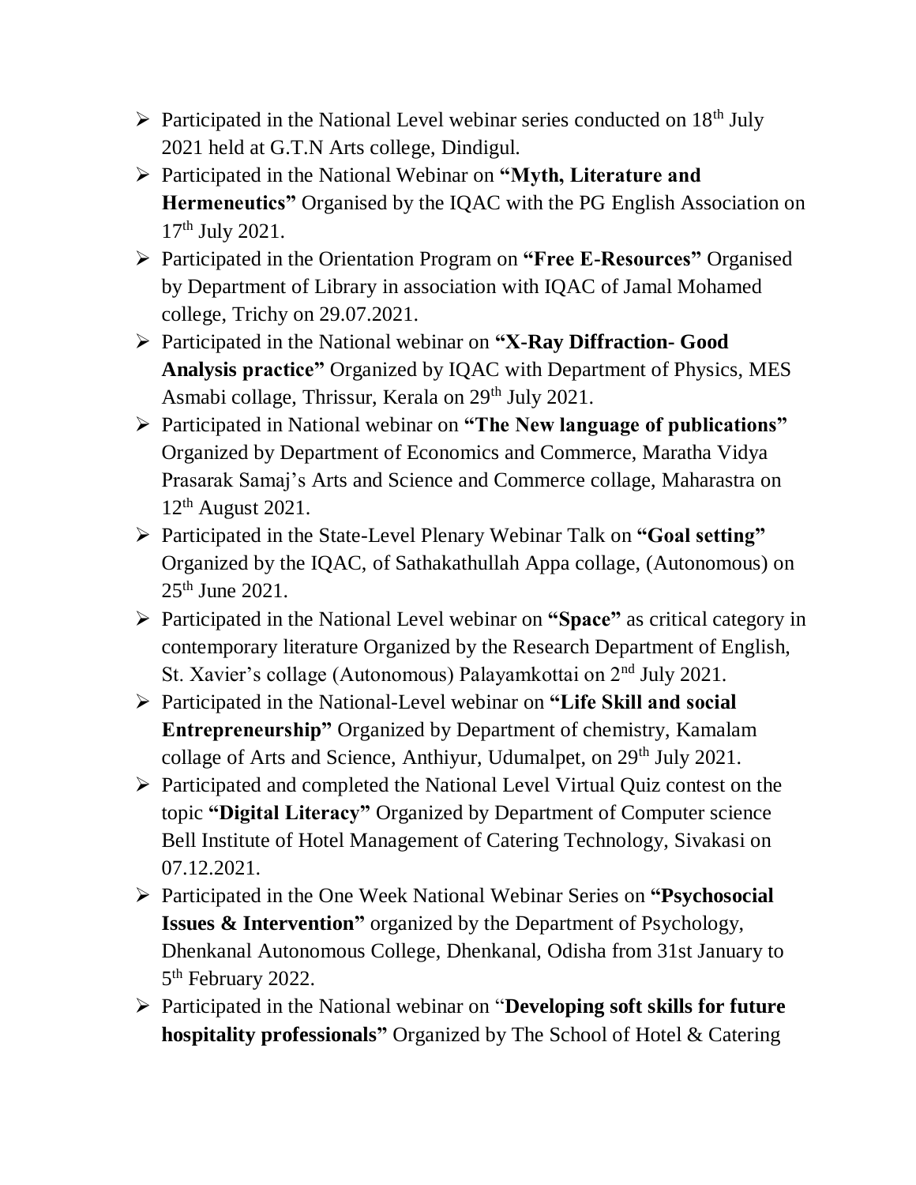- Participated in the National Level webinar series conducted on 18th July 2021 held at G.T.N Arts college, Dindigul.
- Participated in the National Webinar on **"Myth, Literature and Hermeneutics"** Organised by the IQAC with the PG English Association on 17th July 2021.
- Participated in the Orientation Program on **"Free E-Resources"** Organised by Department of Library in association with IQAC of Jamal Mohamed college, Trichy on 29.07.2021.
- Participated in the National webinar on **"X-Ray Diffraction- Good Analysis practice"** Organized by IQAC with Department of Physics, MES Asmabi collage, Thrissur, Kerala on 29th July 2021.
- Participated in National webinar on **"The New language of publications"** Organized by Department of Economics and Commerce, Maratha Vidya Prasarak Samaj's Arts and Science and Commerce collage, Maharastra on 12th August 2021.
- Participated in the State-Level Plenary Webinar Talk on **"Goal setting"** Organized by the IQAC, of Sathakathullah Appa collage, (Autonomous) on 25th June 2021.
- Participated in the National Level webinar on **"Space"** as critical category in contemporary literature Organized by the Research Department of English, St. Xavier's collage (Autonomous) Palayamkottai on 2nd July 2021.
- Participated in the National-Level webinar on **"Life Skill and social Entrepreneurship"** Organized by Department of chemistry, Kamalam collage of Arts and Science, Anthiyur, Udumalpet, on 29th July 2021.
- Participated and completed the National Level Virtual Quiz contest on the topic **"Digital Literacy"** Organized by Department of Computer science Bell Institute of Hotel Management of Catering Technology, Sivakasi on 07.12.2021.
- Participated in the One Week National Webinar Series on **"Psychosocial Issues & Intervention"** organized by the Department of Psychology, Dhenkanal Autonomous College, Dhenkanal, Odisha from 31st January to 5th February 2022.
- Participated in the National webinar on "**Developing soft skills for future hospitality professionals"** Organized by The School of Hotel & Catering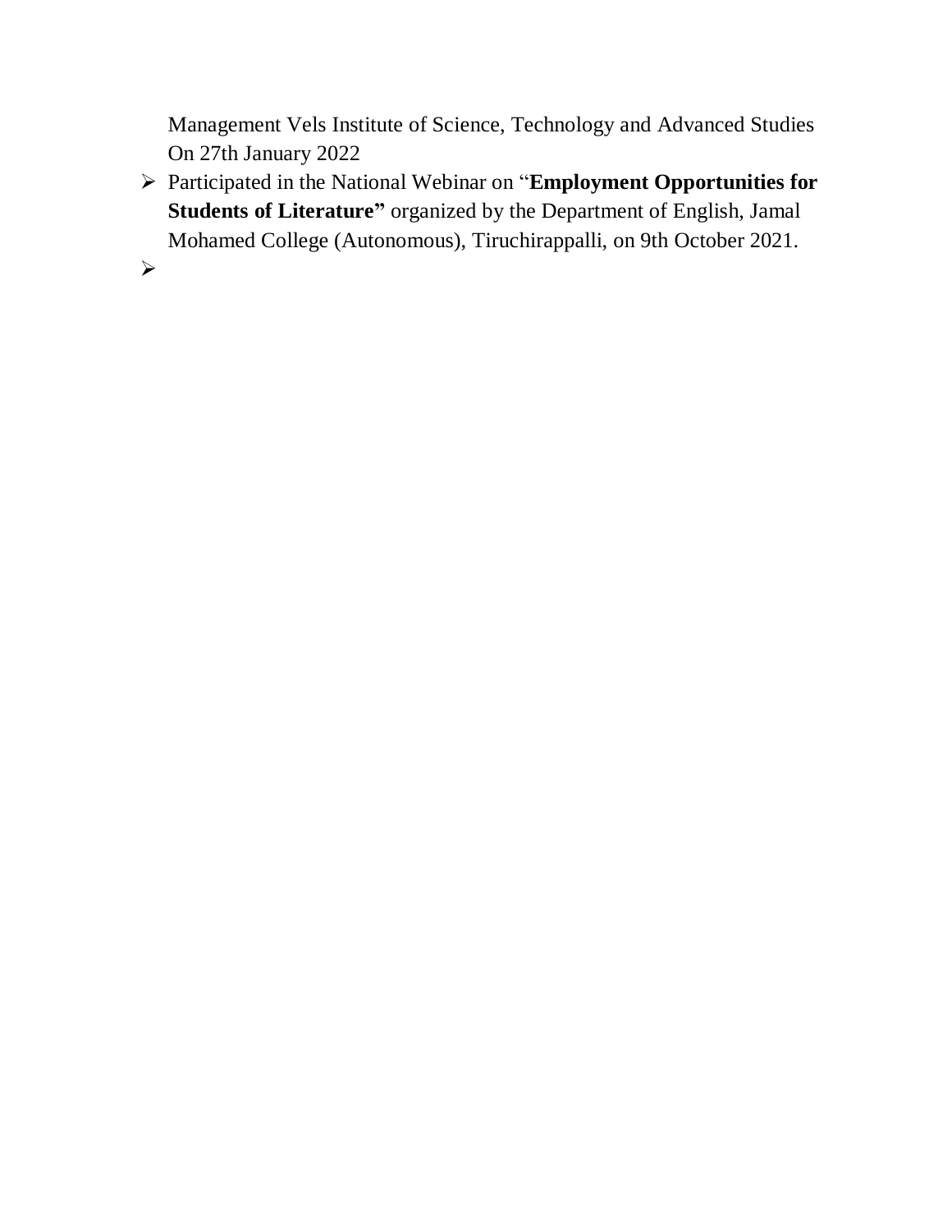Management Vels Institute of Science, Technology and Advanced Studies On 27th January 2022

- Participated in the National Webinar on "**Employment Opportunities for Students of Literature"** organized by the Department of English, Jamal Mohamed College (Autonomous), Tiruchirappalli, on 9th October 2021.
-